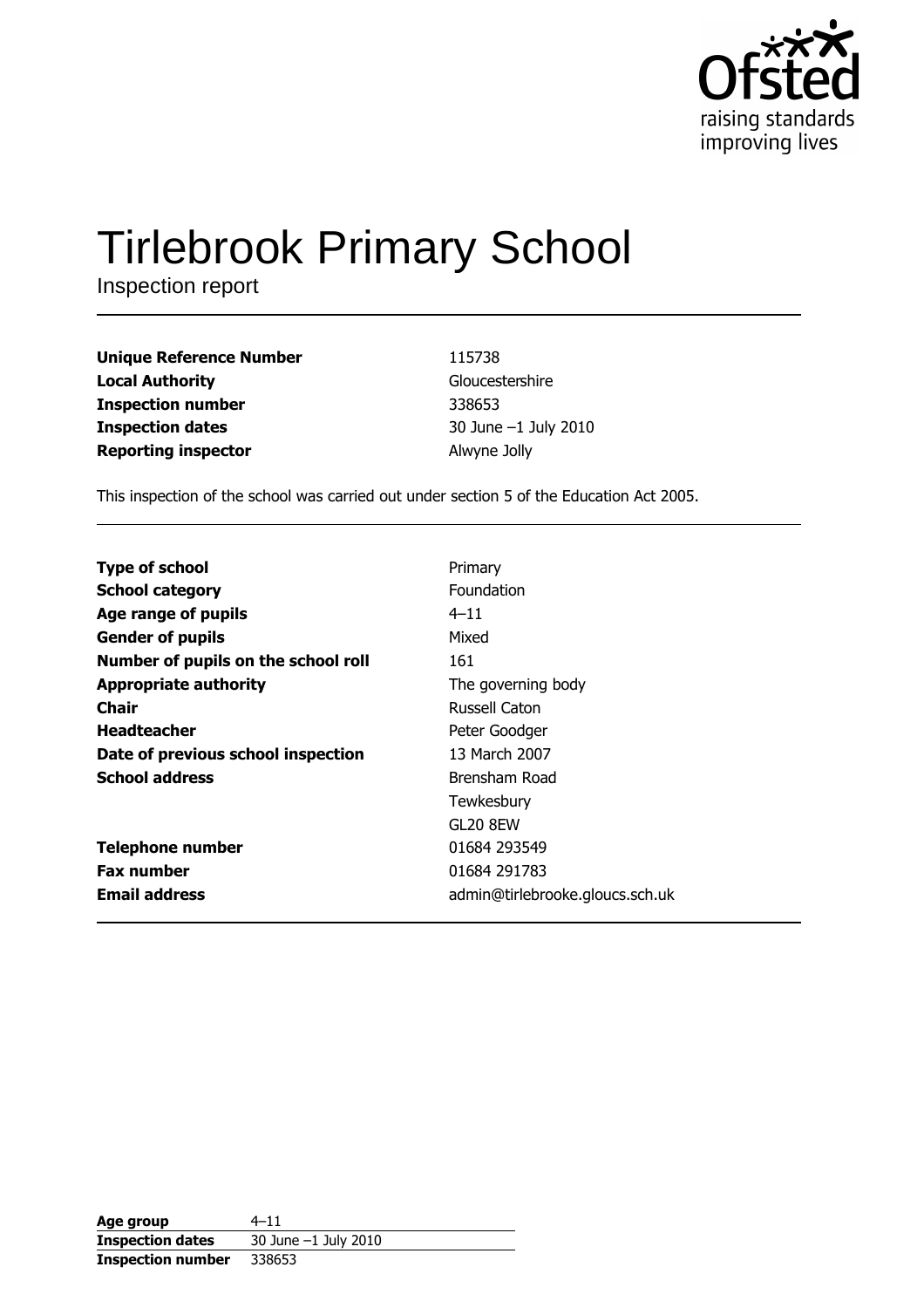# Tirlebrook Primary School

Inspection report

| | |
|---|---|
| **Unique Reference Number** | 115738 |
| **Local Authority** | Gloucestershire |
| **Inspection number** | 338653 |
| **Inspection dates** | 30 June –1 July 2010 |
| **Reporting inspector** | Alwyne Jolly |

This inspection of the school was carried out under section 5 of the Education Act 2005.

| | |
|---|---|
| **Type of school** | Primary |
| **School category** | Foundation |
| **Age range of pupils** | 4–11 |
| **Gender of pupils** | Mixed |
| **Number of pupils on the school roll** | 161 |
| **Appropriate authority** | The governing body |
| **Chair** | Russell Caton |
| **Headteacher** | Peter Goodger |
| **Date of previous school inspection** | 13 March 2007 |
| **School address** | Brensham Road<br>Tewkesbury<br>GL20 8EW |
| **Telephone number** | 01684 293549 |
| **Fax number** | 01684 291783 |
| **Email address** | admin@tirlebrooke.gloucs.sch.uk |

| | |
|---|---|
| **Age group** | 4–11 |
| **Inspection dates** | 30 June –1 July 2010 |
| **Inspection number** | 338653 |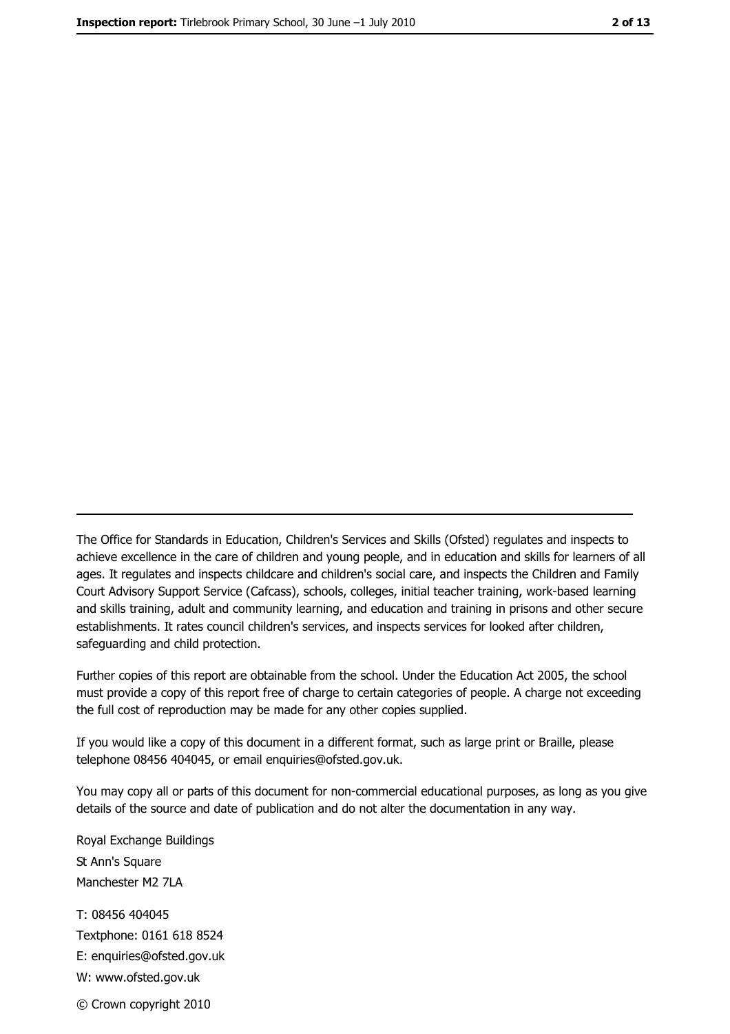The Office for Standards in Education, Children's Services and Skills (Ofsted) regulates and inspects to achieve excellence in the care of children and young people, and in education and skills for learners of all ages. It regulates and inspects childcare and children's social care, and inspects the Children and Family Court Advisory Support Service (Cafcass), schools, colleges, initial teacher training, work-based learning and skills training, adult and community learning, and education and training in prisons and other secure establishments. It rates council children's services, and inspects services for looked after children, safeguarding and child protection.

Further copies of this report are obtainable from the school. Under the Education Act 2005, the school must provide a copy of this report free of charge to certain categories of people. A charge not exceeding the full cost of reproduction may be made for any other copies supplied.

If you would like a copy of this document in a different format, such as large print or Braille, please telephone 08456 404045, or email enquiries@ofsted.gov.uk.

You may copy all or parts of this document for non-commercial educational purposes, as long as you give details of the source and date of publication and do not alter the documentation in any way.

Royal Exchange Buildings
St Ann's Square
Manchester M2 7LA

T: 08456 404045
Textphone: 0161 618 8524
E: enquiries@ofsted.gov.uk
W: www.ofsted.gov.uk

© Crown copyright 2010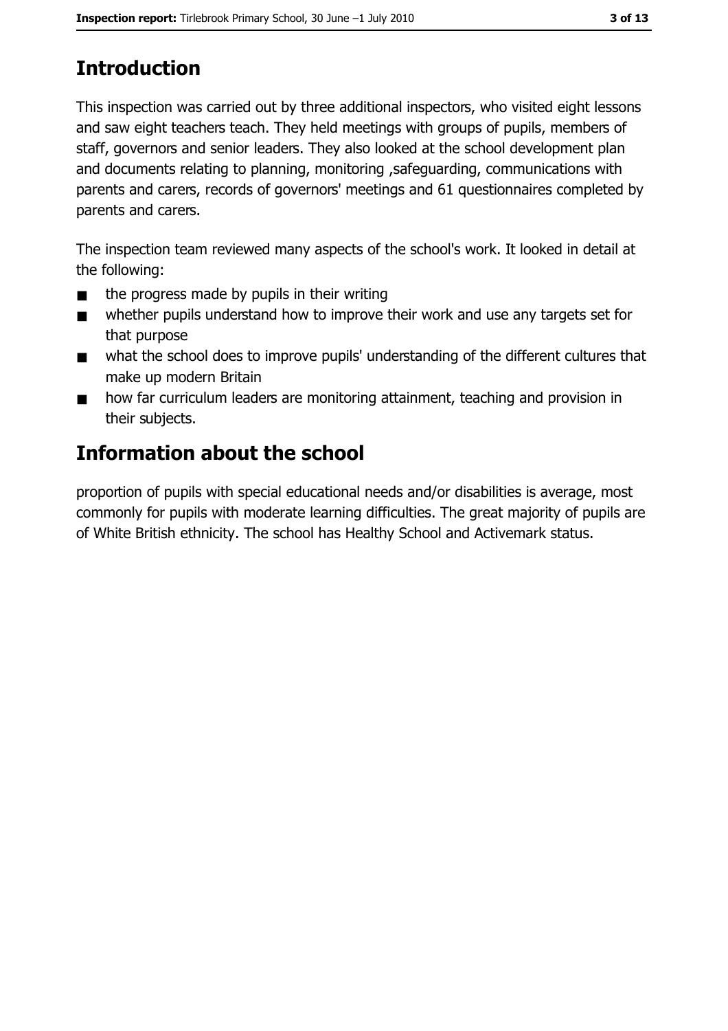## Introduction

This inspection was carried out by three additional inspectors, who visited eight lessons and saw eight teachers teach. They held meetings with groups of pupils, members of staff, governors and senior leaders. They also looked at the school development plan and documents relating to planning, monitoring ,safeguarding, communications with parents and carers, records of governors' meetings and 61 questionnaires completed by parents and carers.

The inspection team reviewed many aspects of the school's work. It looked in detail at the following:

- the progress made by pupils in their writing
- whether pupils understand how to improve their work and use any targets set for that purpose
- what the school does to improve pupils' understanding of the different cultures that make up modern Britain
- how far curriculum leaders are monitoring attainment, teaching and provision in their subjects.

## Information about the school

proportion of pupils with special educational needs and/or disabilities is average, most commonly for pupils with moderate learning difficulties. The great majority of pupils are of White British ethnicity. The school has Healthy School and Activemark status.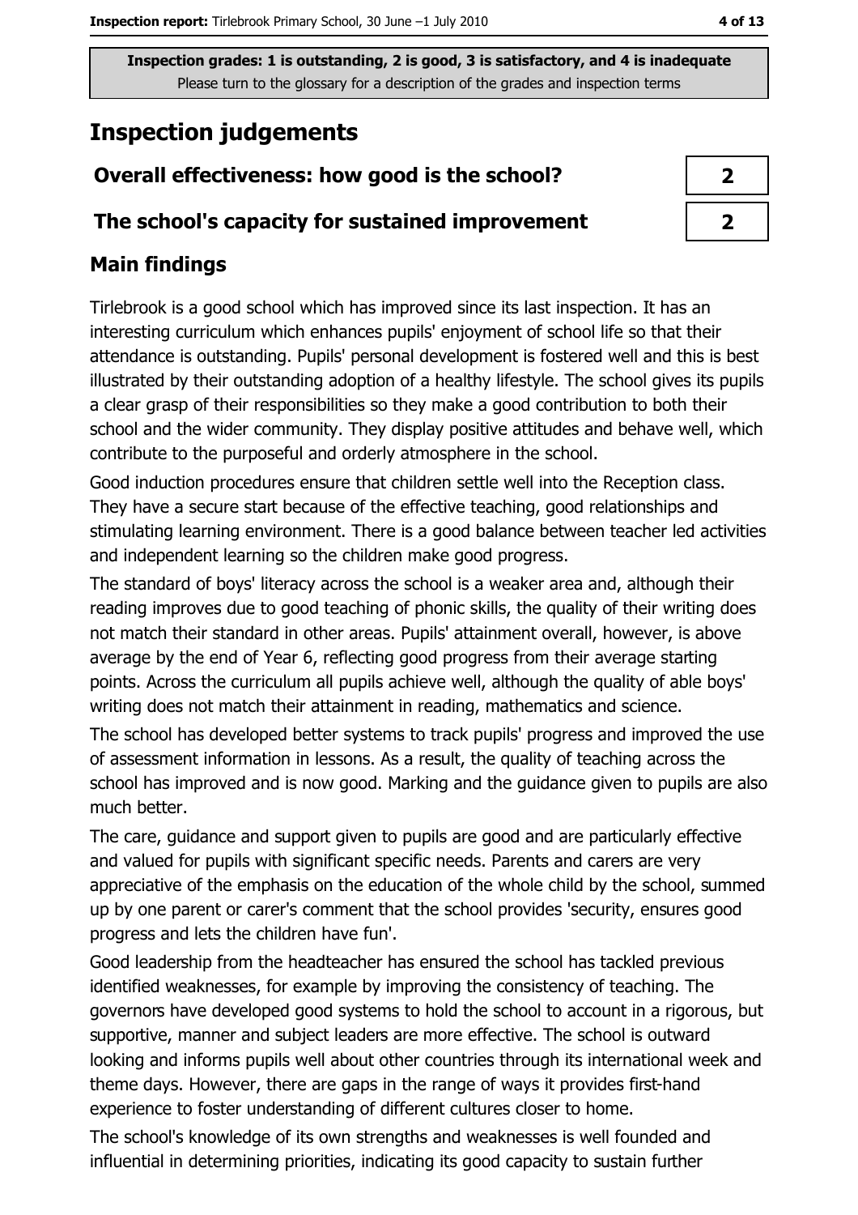Inspection grades: 1 is outstanding, 2 is good, 3 is satisfactory, and 4 is inadequate
Please turn to the glossary for a description of the grades and inspection terms

# Inspection judgements

| | |
|---|---|
| **Overall effectiveness: how good is the school?** | **2** |
| **The school's capacity for sustained improvement** | **2** |

## Main findings

Tirlebrook is a good school which has improved since its last inspection. It has an interesting curriculum which enhances pupils' enjoyment of school life so that their attendance is outstanding. Pupils' personal development is fostered well and this is best illustrated by their outstanding adoption of a healthy lifestyle. The school gives its pupils a clear grasp of their responsibilities so they make a good contribution to both their school and the wider community. They display positive attitudes and behave well, which contribute to the purposeful and orderly atmosphere in the school.

Good induction procedures ensure that children settle well into the Reception class. They have a secure start because of the effective teaching, good relationships and stimulating learning environment. There is a good balance between teacher led activities and independent learning so the children make good progress.

The standard of boys' literacy across the school is a weaker area and, although their reading improves due to good teaching of phonic skills, the quality of their writing does not match their standard in other areas. Pupils' attainment overall, however, is above average by the end of Year 6, reflecting good progress from their average starting points. Across the curriculum all pupils achieve well, although the quality of able boys' writing does not match their attainment in reading, mathematics and science.

The school has developed better systems to track pupils' progress and improved the use of assessment information in lessons. As a result, the quality of teaching across the school has improved and is now good. Marking and the guidance given to pupils are also much better.

The care, guidance and support given to pupils are good and are particularly effective and valued for pupils with significant specific needs. Parents and carers are very appreciative of the emphasis on the education of the whole child by the school, summed up by one parent or carer's comment that the school provides 'security, ensures good progress and lets the children have fun'.

Good leadership from the headteacher has ensured the school has tackled previous identified weaknesses, for example by improving the consistency of teaching. The governors have developed good systems to hold the school to account in a rigorous, but supportive, manner and subject leaders are more effective. The school is outward looking and informs pupils well about other countries through its international week and theme days. However, there are gaps in the range of ways it provides first-hand experience to foster understanding of different cultures closer to home.

The school's knowledge of its own strengths and weaknesses is well founded and influential in determining priorities, indicating its good capacity to sustain further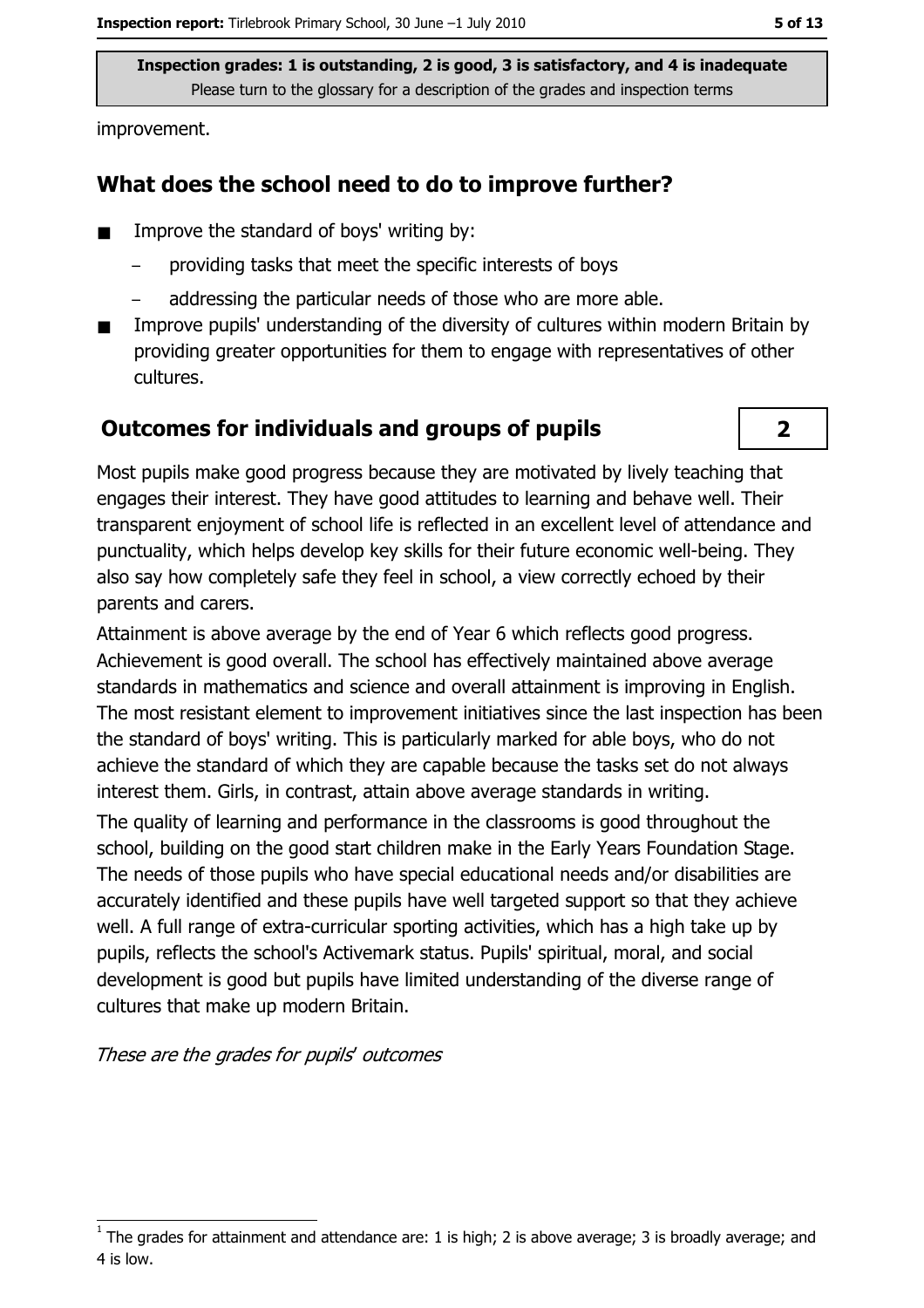improvement.

## What does the school need to do to improve further?

- Improve the standard of boys' writing by:
  - providing tasks that meet the specific interests of boys
  - addressing the particular needs of those who are more able.
- Improve pupils' understanding of the diversity of cultures within modern Britain by providing greater opportunities for them to engage with representatives of other cultures.

## Outcomes for individuals and groups of pupils

**2**

Most pupils make good progress because they are motivated by lively teaching that engages their interest. They have good attitudes to learning and behave well. Their transparent enjoyment of school life is reflected in an excellent level of attendance and punctuality, which helps develop key skills for their future economic well-being. They also say how completely safe they feel in school, a view correctly echoed by their parents and carers.

Attainment is above average by the end of Year 6 which reflects good progress. Achievement is good overall. The school has effectively maintained above average standards in mathematics and science and overall attainment is improving in English. The most resistant element to improvement initiatives since the last inspection has been the standard of boys' writing. This is particularly marked for able boys, who do not achieve the standard of which they are capable because the tasks set do not always interest them. Girls, in contrast, attain above average standards in writing.

The quality of learning and performance in the classrooms is good throughout the school, building on the good start children make in the Early Years Foundation Stage. The needs of those pupils who have special educational needs and/or disabilities are accurately identified and these pupils have well targeted support so that they achieve well. A full range of extra-curricular sporting activities, which has a high take up by pupils, reflects the school's Activemark status. Pupils' spiritual, moral, and social development is good but pupils have limited understanding of the diverse range of cultures that make up modern Britain.

*These are the grades for pupils' outcomes*

[1] The grades for attainment and attendance are: 1 is high; 2 is above average; 3 is broadly average; and 4 is low.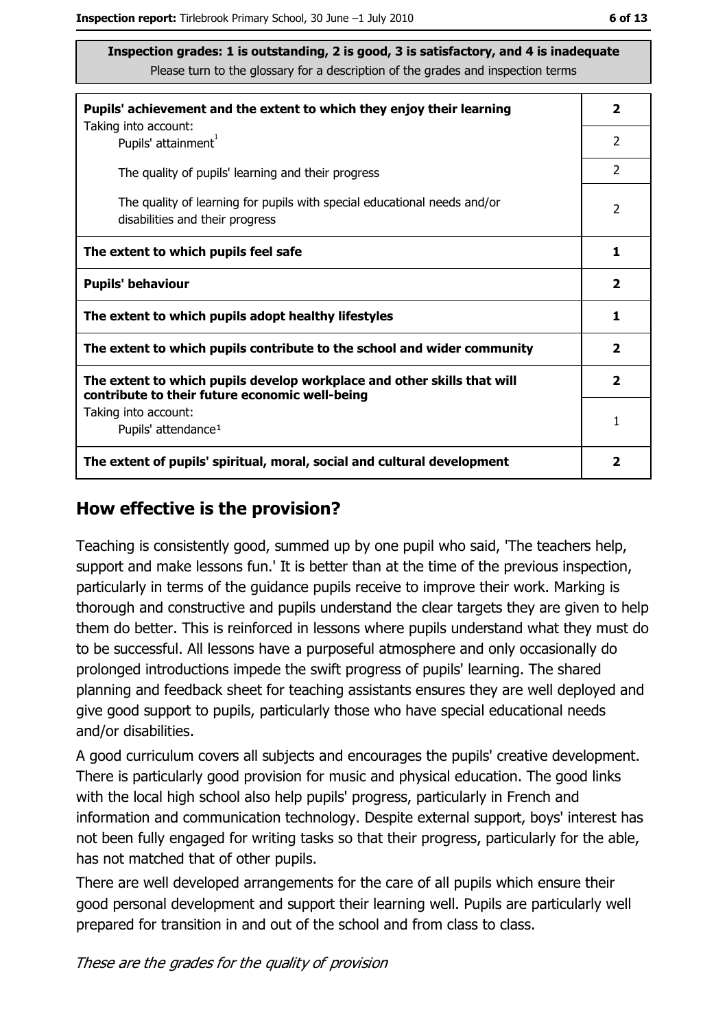**Inspection grades: 1 is outstanding, 2 is good, 3 is satisfactory, and 4 is inadequate**
Please turn to the glossary for a description of the grades and inspection terms

| | |
|---|---|
| **Pupils' achievement and the extent to which they enjoy their learning** | **2** |
| Taking into account: Pupils' attainment[1] | 2 |
| The quality of pupils' learning and their progress | 2 |
| The quality of learning for pupils with special educational needs and/or disabilities and their progress | 2 |
| **The extent to which pupils feel safe** | **1** |
| **Pupils' behaviour** | **2** |
| **The extent to which pupils adopt healthy lifestyles** | **1** |
| **The extent to which pupils contribute to the school and wider community** | **2** |
| **The extent to which pupils develop workplace and other skills that will contribute to their future economic well-being** | **2** |
| Taking into account: Pupils' attendance[1] | 1 |
| **The extent of pupils' spiritual, moral, social and cultural development** | **2** |

## How effective is the provision?

Teaching is consistently good, summed up by one pupil who said, 'The teachers help, support and make lessons fun.' It is better than at the time of the previous inspection, particularly in terms of the guidance pupils receive to improve their work. Marking is thorough and constructive and pupils understand the clear targets they are given to help them do better. This is reinforced in lessons where pupils understand what they must do to be successful. All lessons have a purposeful atmosphere and only occasionally do prolonged introductions impede the swift progress of pupils' learning. The shared planning and feedback sheet for teaching assistants ensures they are well deployed and give good support to pupils, particularly those who have special educational needs and/or disabilities.

A good curriculum covers all subjects and encourages the pupils' creative development. There is particularly good provision for music and physical education. The good links with the local high school also help pupils' progress, particularly in French and information and communication technology. Despite external support, boys' interest has not been fully engaged for writing tasks so that their progress, particularly for the able, has not matched that of other pupils.

There are well developed arrangements for the care of all pupils which ensure their good personal development and support their learning well. Pupils are particularly well prepared for transition in and out of the school and from class to class.

*These are the grades for the quality of provision*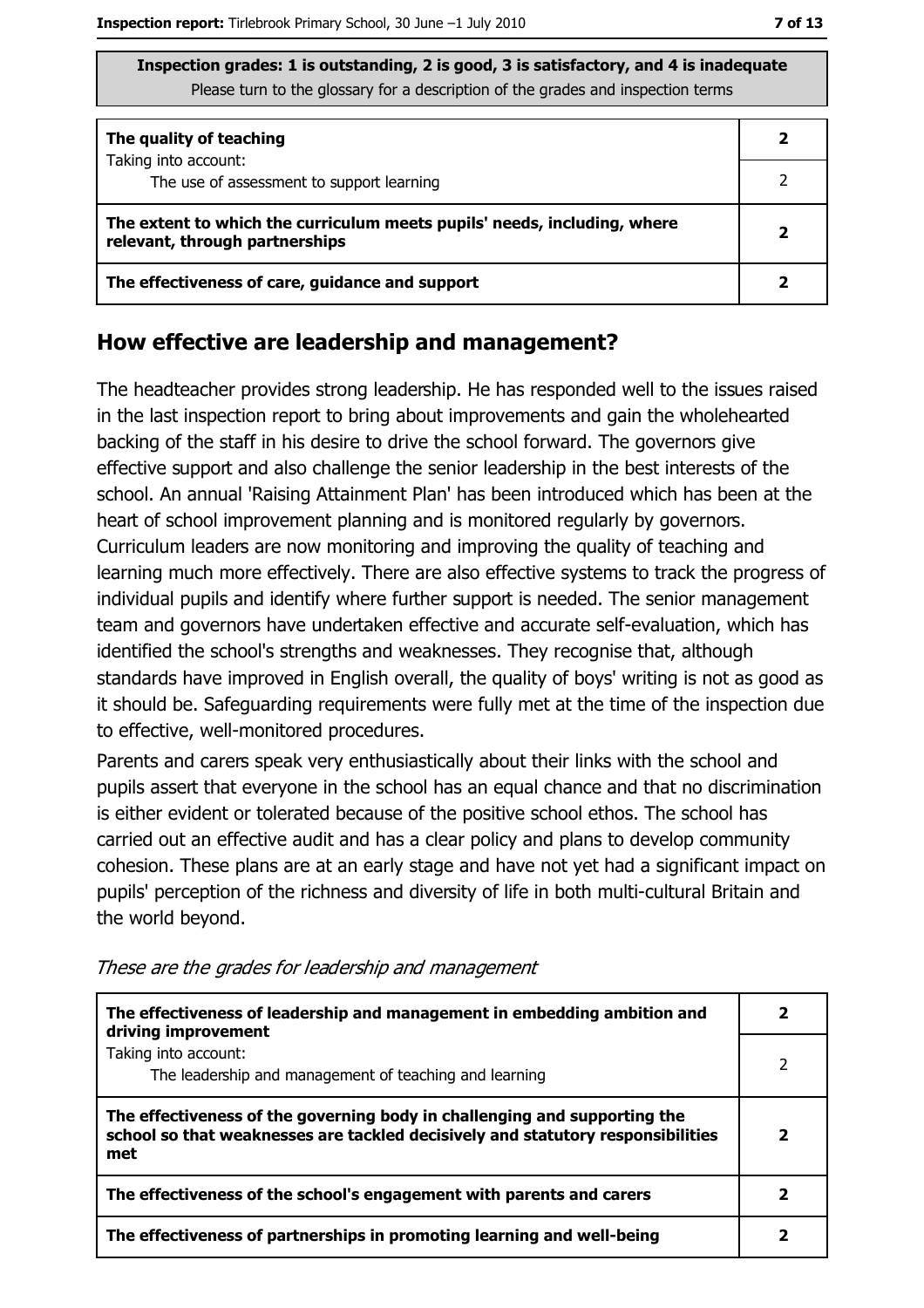**Inspection grades: 1 is outstanding, 2 is good, 3 is satisfactory, and 4 is inadequate**
Please turn to the glossary for a description of the grades and inspection terms

| | |
|---|---|
| **The quality of teaching** | **2** |
| Taking into account:<br>The use of assessment to support learning | 2 |
| **The extent to which the curriculum meets pupils' needs, including, where relevant, through partnerships** | **2** |
| **The effectiveness of care, guidance and support** | **2** |

## How effective are leadership and management?

The headteacher provides strong leadership. He has responded well to the issues raised in the last inspection report to bring about improvements and gain the wholehearted backing of the staff in his desire to drive the school forward. The governors give effective support and also challenge the senior leadership in the best interests of the school. An annual 'Raising Attainment Plan' has been introduced which has been at the heart of school improvement planning and is monitored regularly by governors. Curriculum leaders are now monitoring and improving the quality of teaching and learning much more effectively. There are also effective systems to track the progress of individual pupils and identify where further support is needed. The senior management team and governors have undertaken effective and accurate self-evaluation, which has identified the school's strengths and weaknesses. They recognise that, although standards have improved in English overall, the quality of boys' writing is not as good as it should be. Safeguarding requirements were fully met at the time of the inspection due to effective, well-monitored procedures.

Parents and carers speak very enthusiastically about their links with the school and pupils assert that everyone in the school has an equal chance and that no discrimination is either evident or tolerated because of the positive school ethos. The school has carried out an effective audit and has a clear policy and plans to develop community cohesion. These plans are at an early stage and have not yet had a significant impact on pupils' perception of the richness and diversity of life in both multi-cultural Britain and the world beyond.

*These are the grades for leadership and management*

| | |
|---|---|
| **The effectiveness of leadership and management in embedding ambition and driving improvement** | **2** |
| Taking into account:<br>The leadership and management of teaching and learning | 2 |
| **The effectiveness of the governing body in challenging and supporting the school so that weaknesses are tackled decisively and statutory responsibilities met** | **2** |
| **The effectiveness of the school's engagement with parents and carers** | **2** |
| **The effectiveness of partnerships in promoting learning and well-being** | **2** |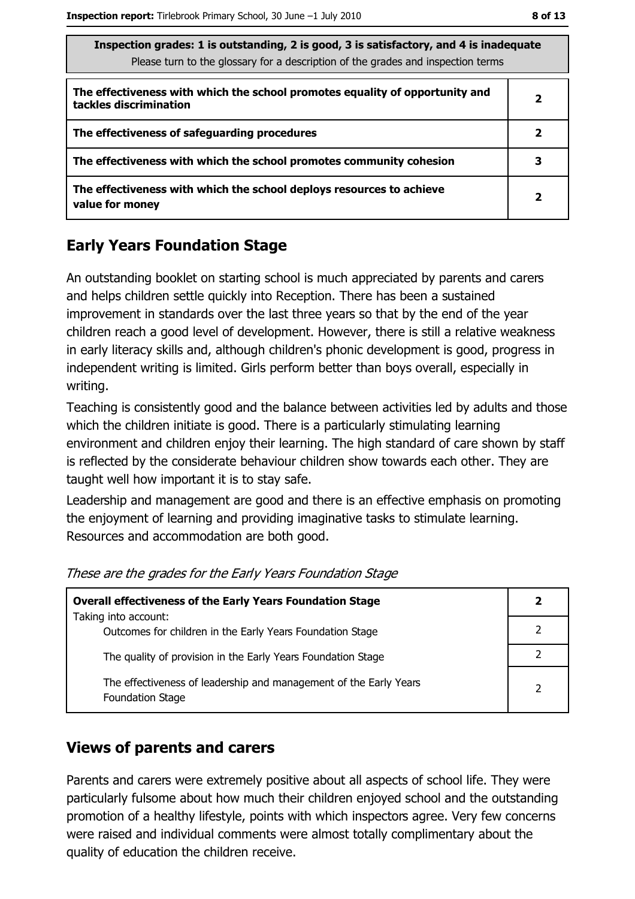| Inspection grades: 1 is outstanding, 2 is good, 3 is satisfactory, and 4 is inadequate<br>Please turn to the glossary for a description of the grades and inspection terms | |
|---|---|
| **The effectiveness with which the school promotes equality of opportunity and tackles discrimination** | **2** |
| **The effectiveness of safeguarding procedures** | **2** |
| **The effectiveness with which the school promotes community cohesion** | **3** |
| **The effectiveness with which the school deploys resources to achieve value for money** | **2** |

## Early Years Foundation Stage

An outstanding booklet on starting school is much appreciated by parents and carers and helps children settle quickly into Reception. There has been a sustained improvement in standards over the last three years so that by the end of the year children reach a good level of development. However, there is still a relative weakness in early literacy skills and, although children's phonic development is good, progress in independent writing is limited. Girls perform better than boys overall, especially in writing.

Teaching is consistently good and the balance between activities led by adults and those which the children initiate is good. There is a particularly stimulating learning environment and children enjoy their learning. The high standard of care shown by staff is reflected by the considerate behaviour children show towards each other. They are taught well how important it is to stay safe.

Leadership and management are good and there is an effective emphasis on promoting the enjoyment of learning and providing imaginative tasks to stimulate learning. Resources and accommodation are both good.

*These are the grades for the Early Years Foundation Stage*

| **Overall effectiveness of the Early Years Foundation Stage**<br>Taking into account: | **2** |
|---|---|
| Outcomes for children in the Early Years Foundation Stage | 2 |
| The quality of provision in the Early Years Foundation Stage | 2 |
| The effectiveness of leadership and management of the Early Years Foundation Stage | 2 |

## Views of parents and carers

Parents and carers were extremely positive about all aspects of school life. They were particularly fulsome about how much their children enjoyed school and the outstanding promotion of a healthy lifestyle, points with which inspectors agree. Very few concerns were raised and individual comments were almost totally complimentary about the quality of education the children receive.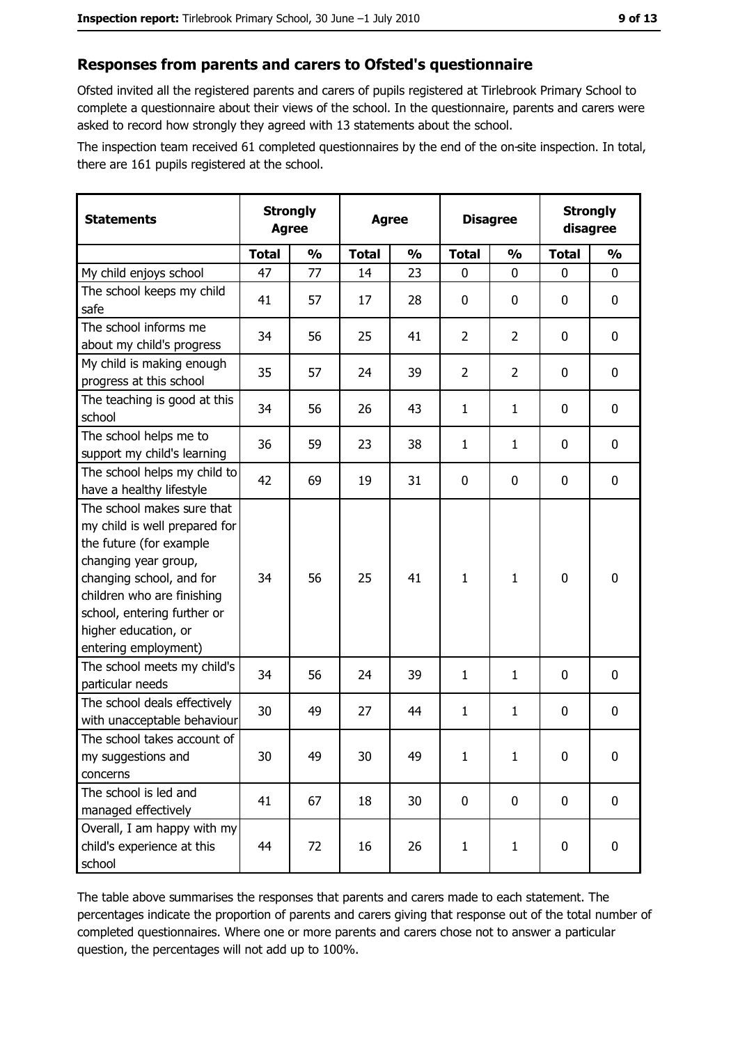## Responses from parents and carers to Ofsted's questionnaire

Ofsted invited all the registered parents and carers of pupils registered at Tirlebrook Primary School to complete a questionnaire about their views of the school. In the questionnaire, parents and carers were asked to record how strongly they agreed with 13 statements about the school.

The inspection team received 61 completed questionnaires by the end of the on-site inspection. In total, there are 161 pupils registered at the school.

| Statements | Strongly Agree | | Agree | | Disagree | | Strongly disagree | |
|---|---|---|---|---|---|---|---|---|
| | Total | % | Total | % | Total | % | Total | % |
| My child enjoys school | 47 | 77 | 14 | 23 | 0 | 0 | 0 | 0 |
| The school keeps my child safe | 41 | 57 | 17 | 28 | 0 | 0 | 0 | 0 |
| The school informs me about my child's progress | 34 | 56 | 25 | 41 | 2 | 2 | 0 | 0 |
| My child is making enough progress at this school | 35 | 57 | 24 | 39 | 2 | 2 | 0 | 0 |
| The teaching is good at this school | 34 | 56 | 26 | 43 | 1 | 1 | 0 | 0 |
| The school helps me to support my child's learning | 36 | 59 | 23 | 38 | 1 | 1 | 0 | 0 |
| The school helps my child to have a healthy lifestyle | 42 | 69 | 19 | 31 | 0 | 0 | 0 | 0 |
| The school makes sure that my child is well prepared for the future (for example changing year group, changing school, and for children who are finishing school, entering further or higher education, or entering employment) | 34 | 56 | 25 | 41 | 1 | 1 | 0 | 0 |
| The school meets my child's particular needs | 34 | 56 | 24 | 39 | 1 | 1 | 0 | 0 |
| The school deals effectively with unacceptable behaviour | 30 | 49 | 27 | 44 | 1 | 1 | 0 | 0 |
| The school takes account of my suggestions and concerns | 30 | 49 | 30 | 49 | 1 | 1 | 0 | 0 |
| The school is led and managed effectively | 41 | 67 | 18 | 30 | 0 | 0 | 0 | 0 |
| Overall, I am happy with my child's experience at this school | 44 | 72 | 16 | 26 | 1 | 1 | 0 | 0 |

The table above summarises the responses that parents and carers made to each statement. The percentages indicate the proportion of parents and carers giving that response out of the total number of completed questionnaires. Where one or more parents and carers chose not to answer a particular question, the percentages will not add up to 100%.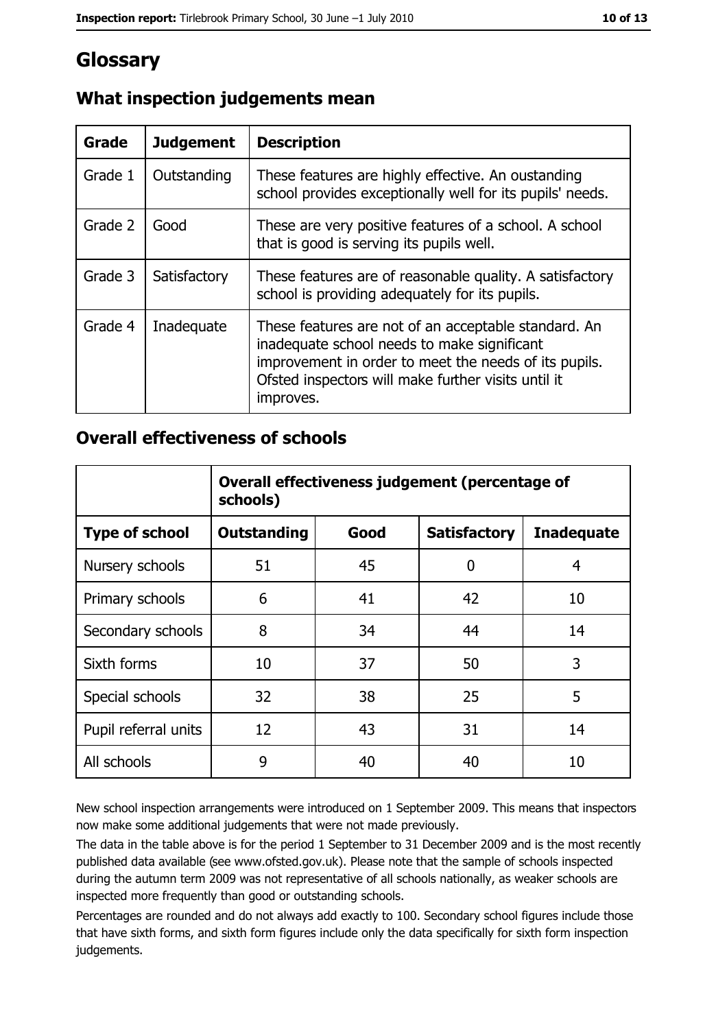# Glossary

## What inspection judgements mean

| Grade | Judgement | Description |
|---|---|---|
| Grade 1 | Outstanding | These features are highly effective. An oustanding school provides exceptionally well for its pupils' needs. |
| Grade 2 | Good | These are very positive features of a school. A school that is good is serving its pupils well. |
| Grade 3 | Satisfactory | These features are of reasonable quality. A satisfactory school is providing adequately for its pupils. |
| Grade 4 | Inadequate | These features are not of an acceptable standard. An inadequate school needs to make significant improvement in order to meet the needs of its pupils. Ofsted inspectors will make further visits until it improves. |

## Overall effectiveness of schools

| | Overall effectiveness judgement (percentage of schools) | | | |
|---|---|---|---|---|
| **Type of school** | **Outstanding** | **Good** | **Satisfactory** | **Inadequate** |
| Nursery schools | 51 | 45 | 0 | 4 |
| Primary schools | 6 | 41 | 42 | 10 |
| Secondary schools | 8 | 34 | 44 | 14 |
| Sixth forms | 10 | 37 | 50 | 3 |
| Special schools | 32 | 38 | 25 | 5 |
| Pupil referral units | 12 | 43 | 31 | 14 |
| All schools | 9 | 40 | 40 | 10 |

New school inspection arrangements were introduced on 1 September 2009. This means that inspectors now make some additional judgements that were not made previously.

The data in the table above is for the period 1 September to 31 December 2009 and is the most recently published data available (see www.ofsted.gov.uk). Please note that the sample of schools inspected during the autumn term 2009 was not representative of all schools nationally, as weaker schools are inspected more frequently than good or outstanding schools.

Percentages are rounded and do not always add exactly to 100. Secondary school figures include those that have sixth forms, and sixth form figures include only the data specifically for sixth form inspection judgements.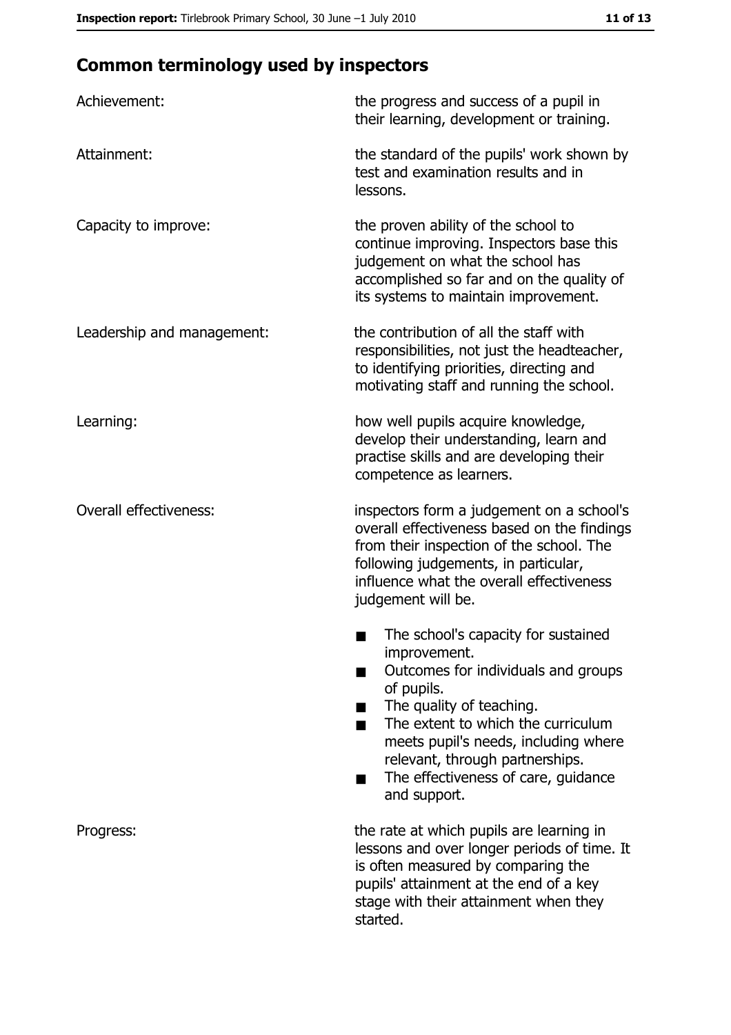## Common terminology used by inspectors

| | |
|---|---|
| Achievement: | the progress and success of a pupil in their learning, development or training. |
| Attainment: | the standard of the pupils' work shown by test and examination results and in lessons. |
| Capacity to improve: | the proven ability of the school to continue improving. Inspectors base this judgement on what the school has accomplished so far and on the quality of its systems to maintain improvement. |
| Leadership and management: | the contribution of all the staff with responsibilities, not just the headteacher, to identifying priorities, directing and motivating staff and running the school. |
| Learning: | how well pupils acquire knowledge, develop their understanding, learn and practise skills and are developing their competence as learners. |
| Overall effectiveness: | inspectors form a judgement on a school's overall effectiveness based on the findings from their inspection of the school. The following judgements, in particular, influence what the overall effectiveness judgement will be.<br>■ The school's capacity for sustained improvement.<br>■ Outcomes for individuals and groups of pupils.<br>■ The quality of teaching.<br>■ The extent to which the curriculum meets pupil's needs, including where relevant, through partnerships.<br>■ The effectiveness of care, guidance and support. |
| Progress: | the rate at which pupils are learning in lessons and over longer periods of time. It is often measured by comparing the pupils' attainment at the end of a key stage with their attainment when they started. |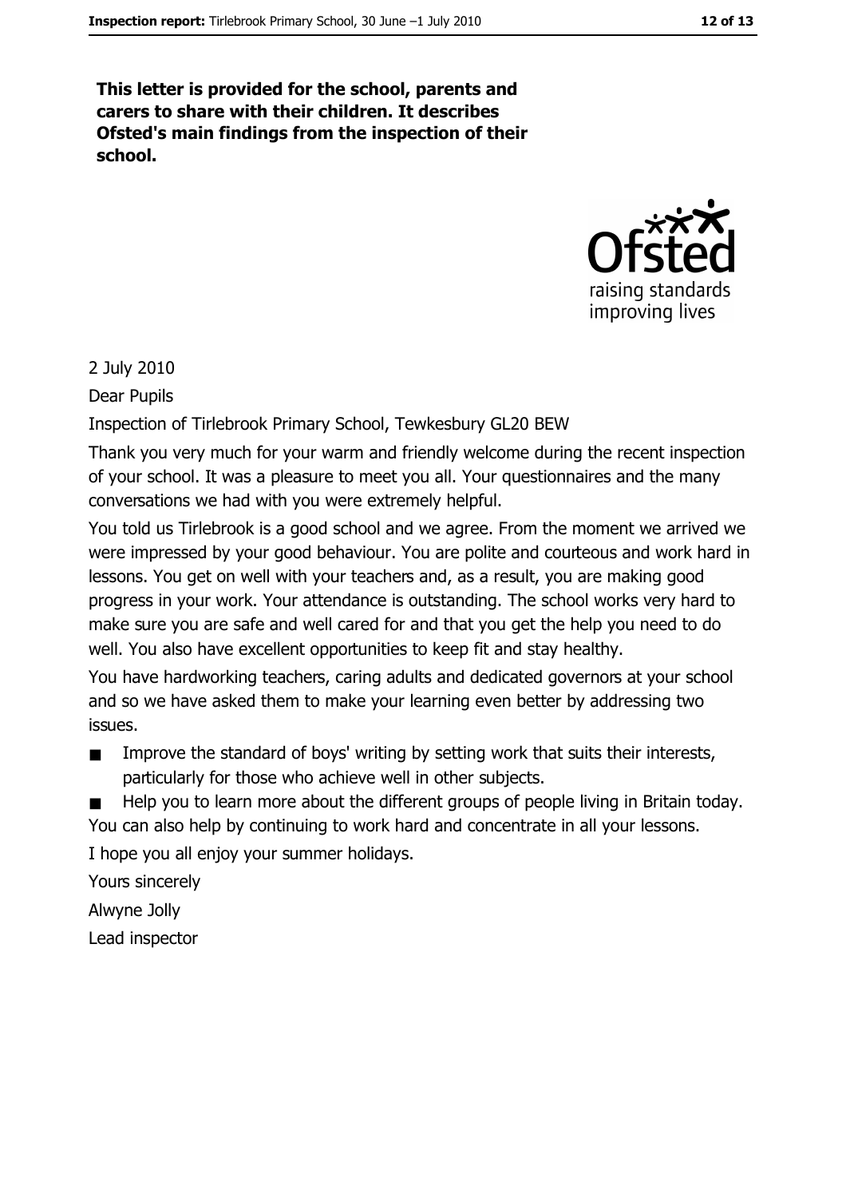**This letter is provided for the school, parents and carers to share with their children. It describes Ofsted's main findings from the inspection of their school.**

2 July 2010

Dear Pupils

Inspection of Tirlebrook Primary School, Tewkesbury GL20 BEW

Thank you very much for your warm and friendly welcome during the recent inspection of your school. It was a pleasure to meet you all. Your questionnaires and the many conversations we had with you were extremely helpful.

You told us Tirlebrook is a good school and we agree. From the moment we arrived we were impressed by your good behaviour. You are polite and courteous and work hard in lessons. You get on well with your teachers and, as a result, you are making good progress in your work. Your attendance is outstanding. The school works very hard to make sure you are safe and well cared for and that you get the help you need to do well. You also have excellent opportunities to keep fit and stay healthy.

You have hardworking teachers, caring adults and dedicated governors at your school and so we have asked them to make your learning even better by addressing two issues.

- Improve the standard of boys' writing by setting work that suits their interests, particularly for those who achieve well in other subjects.
- Help you to learn more about the different groups of people living in Britain today.

You can also help by continuing to work hard and concentrate in all your lessons.

I hope you all enjoy your summer holidays.

Yours sincerely

Alwyne Jolly

Lead inspector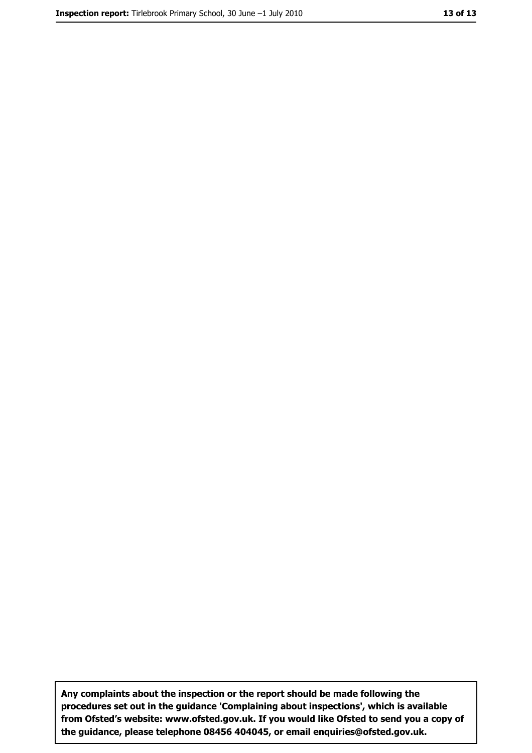**Any complaints about the inspection or the report should be made following the procedures set out in the guidance 'Complaining about inspections', which is available from Ofsted's website: www.ofsted.gov.uk. If you would like Ofsted to send you a copy of the guidance, please telephone 08456 404045, or email enquiries@ofsted.gov.uk.**